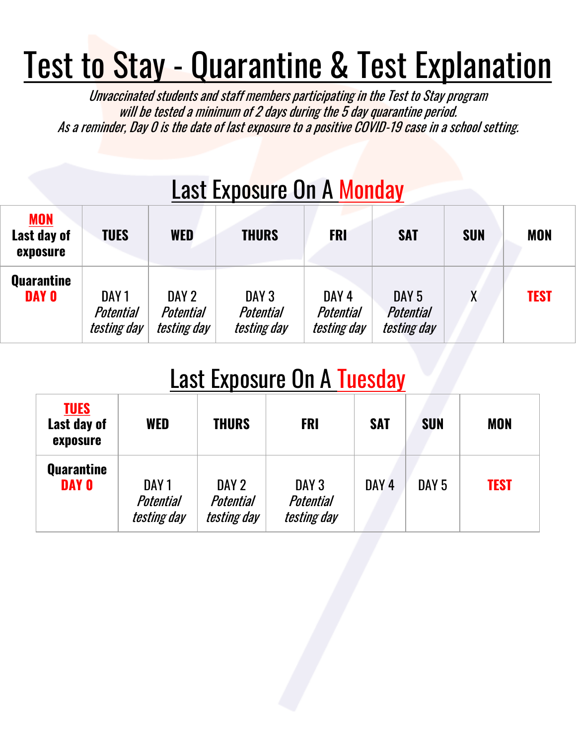# Test to Stay - Quarantine & Test Explanation

*Unvaccinated students and staff members participating in the Test to Stay program will be tested a minimum of 2 days during the 5 day quarantine period.*
*As a reminder, Day 0 is the date of last exposure to a positive COVID-19 case in a school setting.*

## Last Exposure On A Monday

| **MON** **Last day of exposure** | **TUES** | **WED** | **THURS** | **FRI** | **SAT** | **SUN** | **MON** |
|---|---|---|---|---|---|---|---|
| **Quarantine DAY 0** | DAY 1 *Potential testing day* | DAY 2 *Potential testing day* | DAY 3 *Potential testing day* | DAY 4 *Potential testing day* | DAY 5 *Potential testing day* | X | **TEST** |

## Last Exposure On A Tuesday

| **TUES** **Last day of exposure** | **WED** | **THURS** | **FRI** | **SAT** | **SUN** | **MON** |
|---|---|---|---|---|---|---|
| **Quarantine DAY 0** | DAY 1 *Potential testing day* | DAY 2 *Potential testing day* | DAY 3 *Potential testing day* | DAY 4 | DAY 5 | **TEST** |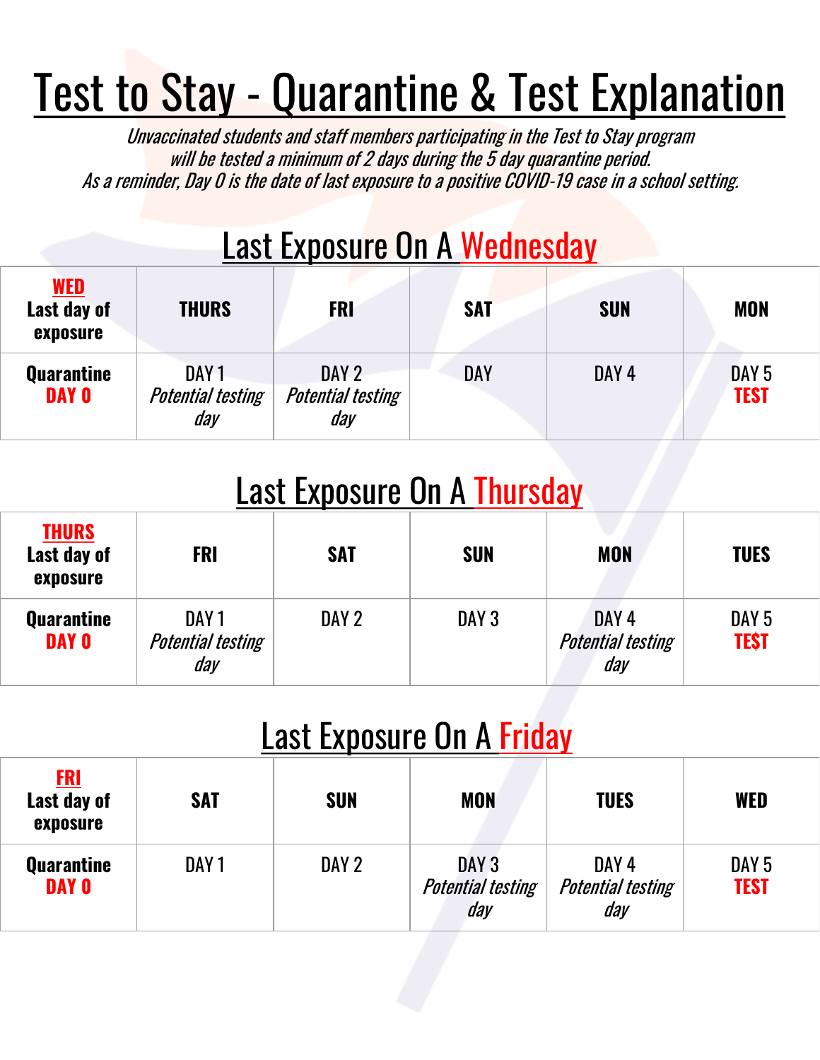# Test to Stay - Quarantine & Test Explanation

*Unvaccinated students and staff members participating in the Test to Stay program will be tested a minimum of 2 days during the 5 day quarantine period. As a reminder, Day 0 is the date of last exposure to a positive COVID-19 case in a school setting.*

## Last Exposure On A Wednesday

| **WED** Last day of exposure | **THURS** | **FRI** | **SAT** | **SUN** | **MON** |
|---|---|---|---|---|---|
| **Quarantine DAY 0** | DAY 1 *Potential testing day* | DAY 2 *Potential testing day* | DAY | DAY 4 | DAY 5 **TEST** |

## Last Exposure On A Thursday

| **THURS** Last day of exposure | **FRI** | **SAT** | **SUN** | **MON** | **TUES** |
|---|---|---|---|---|---|
| **Quarantine DAY 0** | DAY 1 *Potential testing day* | DAY 2 | DAY 3 | DAY 4 *Potential testing day* | DAY 5 **TEST** |

## Last Exposure On A Friday

| **FRI** Last day of exposure | **SAT** | **SUN** | **MON** | **TUES** | **WED** |
|---|---|---|---|---|---|
| **Quarantine DAY 0** | DAY 1 | DAY 2 | DAY 3 *Potential testing day* | DAY 4 *Potential testing day* | DAY 5 **TEST** |